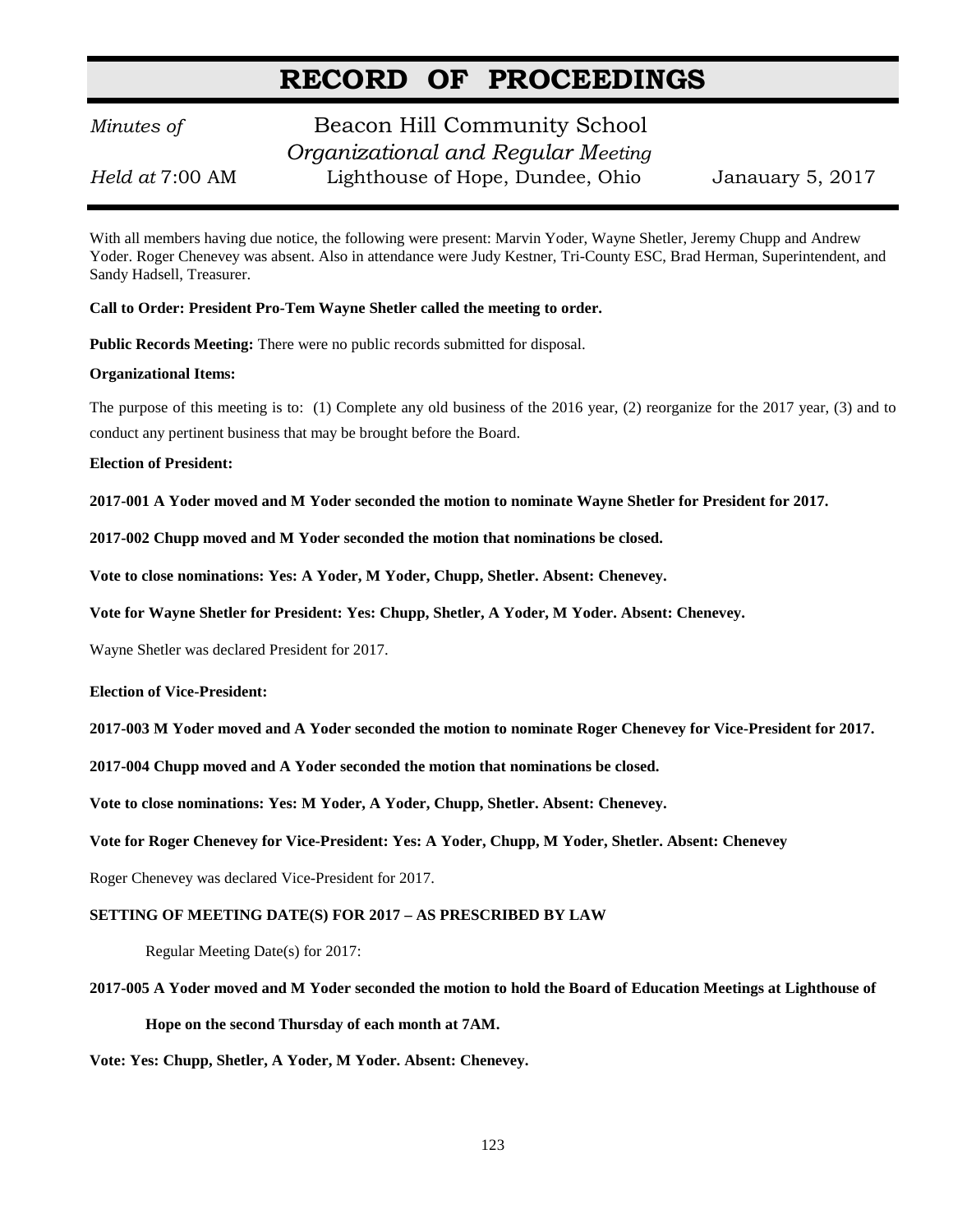# RECORD OF PROCEEDINGS

*Minutes of* Beacon Hill Community School

*Organizational and Regular Meeting*

*Held at* 7:00 AM Lighthouse of Hope, Dundee, Ohio Janauary 5, 2017

With all members having due notice, the following were present: Marvin Yoder, Wayne Shetler, Jeremy Chupp and Andrew Yoder. Roger Chenevey was absent. Also in attendance were Judy Kestner, Tri-County ESC, Brad Herman, Superintendent, and Sandy Hadsell, Treasurer.

**Call to Order: President Pro-Tem Wayne Shetler called the meeting to order.**

**Public Records Meeting:** There were no public records submitted for disposal.

**Organizational Items:**

The purpose of this meeting is to: (1) Complete any old business of the 2016 year, (2) reorganize for the 2017 year, (3) and to conduct any pertinent business that may be brought before the Board.

**Election of President:**

**2017-001 A Yoder moved and M Yoder seconded the motion to nominate Wayne Shetler for President for 2017.**

**2017-002 Chupp moved and M Yoder seconded the motion that nominations be closed.**

**Vote to close nominations: Yes: A Yoder, M Yoder, Chupp, Shetler. Absent: Chenevey.**

**Vote for Wayne Shetler for President: Yes: Chupp, Shetler, A Yoder, M Yoder. Absent: Chenevey.**

Wayne Shetler was declared President for 2017.

**Election of Vice-President:**

**2017-003 M Yoder moved and A Yoder seconded the motion to nominate Roger Chenevey for Vice-President for 2017.**

**2017-004 Chupp moved and A Yoder seconded the motion that nominations be closed.**

**Vote to close nominations: Yes: M Yoder, A Yoder, Chupp, Shetler. Absent: Chenevey.**

**Vote for Roger Chenevey for Vice-President: Yes: A Yoder, Chupp, M Yoder, Shetler. Absent: Chenevey**

Roger Chenevey was declared Vice-President for 2017.

**SETTING OF MEETING DATE(S) FOR 2017 – AS PRESCRIBED BY LAW**

Regular Meeting Date(s) for 2017:

**2017-005 A Yoder moved and M Yoder seconded the motion to hold the Board of Education Meetings at Lighthouse of Hope on the second Thursday of each month at 7AM.**

**Vote: Yes: Chupp, Shetler, A Yoder, M Yoder. Absent: Chenevey.**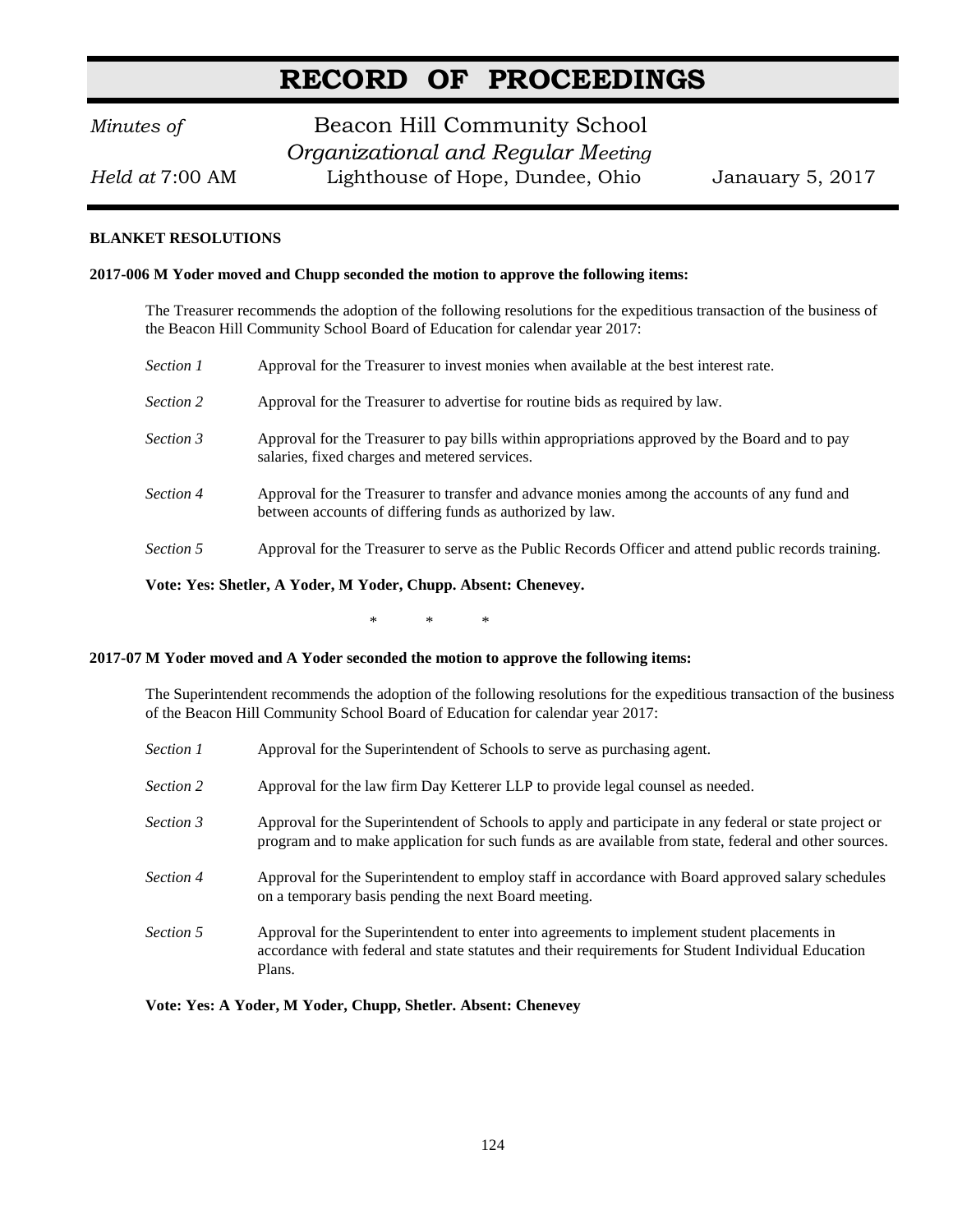# RECORD OF PROCEEDINGS

*Minutes of* Beacon Hill Community School
*Organizational and Regular Meeting*
*Held at* 7:00 AM Lighthouse of Hope, Dundee, Ohio Janauary 5, 2017

**BLANKET RESOLUTIONS**

**2017-006 M Yoder moved and Chupp seconded the motion to approve the following items:**

The Treasurer recommends the adoption of the following resolutions for the expeditious transaction of the business of the Beacon Hill Community School Board of Education for calendar year 2017:

*Section 1* Approval for the Treasurer to invest monies when available at the best interest rate.

*Section 2* Approval for the Treasurer to advertise for routine bids as required by law.

*Section 3* Approval for the Treasurer to pay bills within appropriations approved by the Board and to pay salaries, fixed charges and metered services.

*Section 4* Approval for the Treasurer to transfer and advance monies among the accounts of any fund and between accounts of differing funds as authorized by law.

*Section 5* Approval for the Treasurer to serve as the Public Records Officer and attend public records training.

**Vote: Yes: Shetler, A Yoder, M Yoder, Chupp. Absent: Chenevey.**

\* \* \*

**2017-07 M Yoder moved and A Yoder seconded the motion to approve the following items:**

The Superintendent recommends the adoption of the following resolutions for the expeditious transaction of the business of the Beacon Hill Community School Board of Education for calendar year 2017:

*Section 1* Approval for the Superintendent of Schools to serve as purchasing agent.

*Section 2* Approval for the law firm Day Ketterer LLP to provide legal counsel as needed.

*Section 3* Approval for the Superintendent of Schools to apply and participate in any federal or state project or program and to make application for such funds as are available from state, federal and other sources.

*Section 4* Approval for the Superintendent to employ staff in accordance with Board approved salary schedules on a temporary basis pending the next Board meeting.

*Section 5* Approval for the Superintendent to enter into agreements to implement student placements in accordance with federal and state statutes and their requirements for Student Individual Education Plans.

**Vote: Yes: A Yoder, M Yoder, Chupp, Shetler. Absent: Chenevey**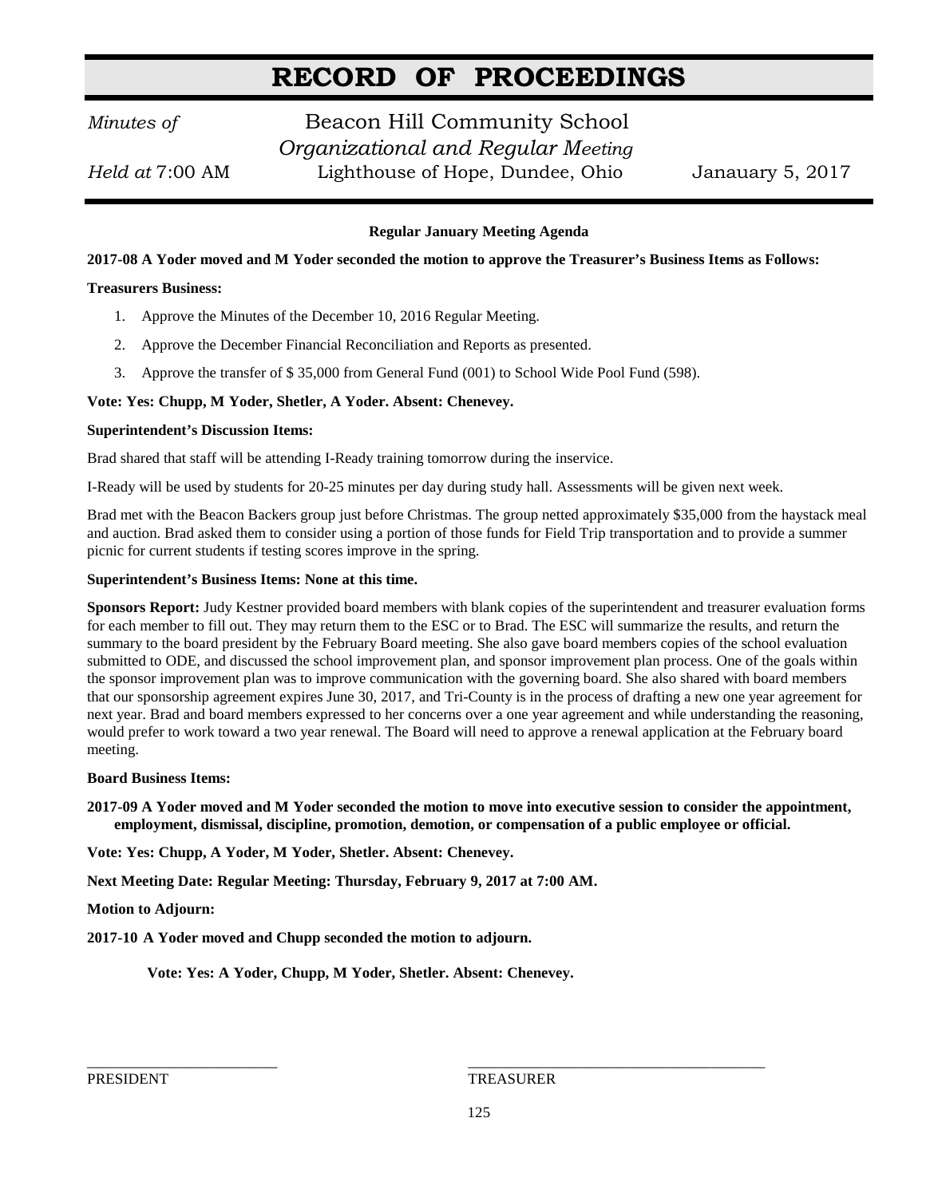# RECORD OF PROCEEDINGS

*Minutes of* Beacon Hill Community School
*Organizational and Regular Meeting*
*Held at* 7:00 AM Lighthouse of Hope, Dundee, Ohio Janauary 5, 2017

**Regular January Meeting Agenda**

**2017-08 A Yoder moved and M Yoder seconded the motion to approve the Treasurer's Business Items as Follows:**

**Treasurers Business:**

1. Approve the Minutes of the December 10, 2016 Regular Meeting.
2. Approve the December Financial Reconciliation and Reports as presented.
3. Approve the transfer of $ 35,000 from General Fund (001) to School Wide Pool Fund (598).

**Vote: Yes: Chupp, M Yoder, Shetler, A Yoder. Absent: Chenevey.**

**Superintendent's Discussion Items:**

Brad shared that staff will be attending I-Ready training tomorrow during the inservice.

I-Ready will be used by students for 20-25 minutes per day during study hall. Assessments will be given next week.

Brad met with the Beacon Backers group just before Christmas. The group netted approximately $35,000 from the haystack meal and auction. Brad asked them to consider using a portion of those funds for Field Trip transportation and to provide a summer picnic for current students if testing scores improve in the spring.

**Superintendent's Business Items: None at this time.**

**Sponsors Report:** Judy Kestner provided board members with blank copies of the superintendent and treasurer evaluation forms for each member to fill out. They may return them to the ESC or to Brad. The ESC will summarize the results, and return the summary to the board president by the February Board meeting. She also gave board members copies of the school evaluation submitted to ODE, and discussed the school improvement plan, and sponsor improvement plan process. One of the goals within the sponsor improvement plan was to improve communication with the governing board. She also shared with board members that our sponsorship agreement expires June 30, 2017, and Tri-County is in the process of drafting a new one year agreement for next year. Brad and board members expressed to her concerns over a one year agreement and while understanding the reasoning, would prefer to work toward a two year renewal. The Board will need to approve a renewal application at the February board meeting.

**Board Business Items:**

**2017-09 A Yoder moved and M Yoder seconded the motion to move into executive session to consider the appointment, employment, dismissal, discipline, promotion, demotion, or compensation of a public employee or official.**

**Vote: Yes: Chupp, A Yoder, M Yoder, Shetler. Absent: Chenevey.**

**Next Meeting Date: Regular Meeting: Thursday, February 9, 2017 at 7:00 AM.**

**Motion to Adjourn:**

**2017-10 A Yoder moved and Chupp seconded the motion to adjourn.**

**Vote: Yes: A Yoder, Chupp, M Yoder, Shetler. Absent: Chenevey.**

\_\_\_\_\_\_\_\_\_\_\_\_\_\_\_\_\_\_\_\_\_\_\_\_\_
PRESIDENT

\_\_\_\_\_\_\_\_\_\_\_\_\_\_\_\_\_\_\_\_\_\_\_\_\_\_\_\_\_\_\_\_\_\_\_\_\_\_\_
TREASURER